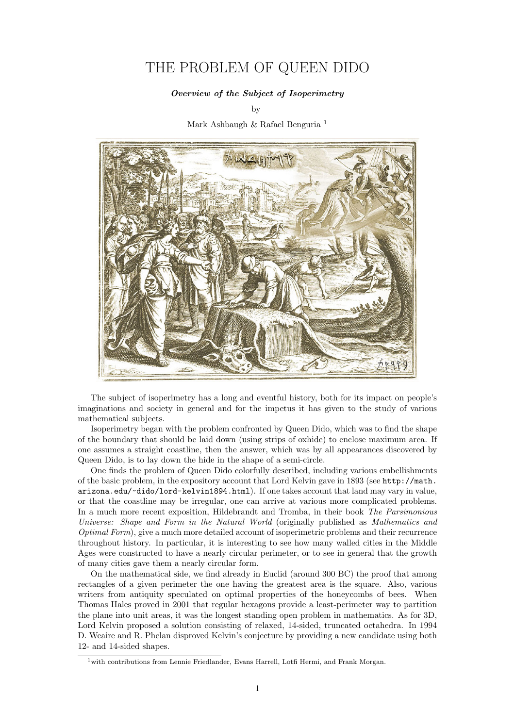# THE PROBLEM OF QUEEN DIDO

***Overview of the Subject of Isoperimetry***

by

Mark Ashbaugh & Rafael Benguria [1]

The subject of isoperimetry has a long and eventful history, both for its impact on people's imaginations and society in general and for the impetus it has given to the study of various mathematical subjects.

Isoperimetry began with the problem confronted by Queen Dido, which was to find the shape of the boundary that should be laid down (using strips of oxhide) to enclose maximum area. If one assumes a straight coastline, then the answer, which was by all appearances discovered by Queen Dido, is to lay down the hide in the shape of a semi-circle.

One finds the problem of Queen Dido colorfully described, including various embellishments of the basic problem, in the expository account that Lord Kelvin gave in 1893 (see `http://math.arizona.edu/~dido/lord-kelvin1894.html`). If one takes account that land may vary in value, or that the coastline may be irregular, one can arrive at various more complicated problems. In a much more recent exposition, Hildebrandt and Tromba, in their book *The Parsimonious Universe: Shape and Form in the Natural World* (originally published as *Mathematics and Optimal Form*), give a much more detailed account of isoperimetric problems and their recurrence throughout history. In particular, it is interesting to see how many walled cities in the Middle Ages were constructed to have a nearly circular perimeter, or to see in general that the growth of many cities gave them a nearly circular form.

On the mathematical side, we find already in Euclid (around 300 BC) the proof that among rectangles of a given perimeter the one having the greatest area is the square. Also, various writers from antiquity speculated on optimal properties of the honeycombs of bees. When Thomas Hales proved in 2001 that regular hexagons provide a least-perimeter way to partition the plane into unit areas, it was the longest standing open problem in mathematics. As for 3D, Lord Kelvin proposed a solution consisting of relaxed, 14-sided, truncated octahedra. In 1994 D. Weaire and R. Phelan disproved Kelvin's conjecture by providing a new candidate using both 12- and 14-sided shapes.

[1] with contributions from Lennie Friedlander, Evans Harrell, Lotfi Hermi, and Frank Morgan.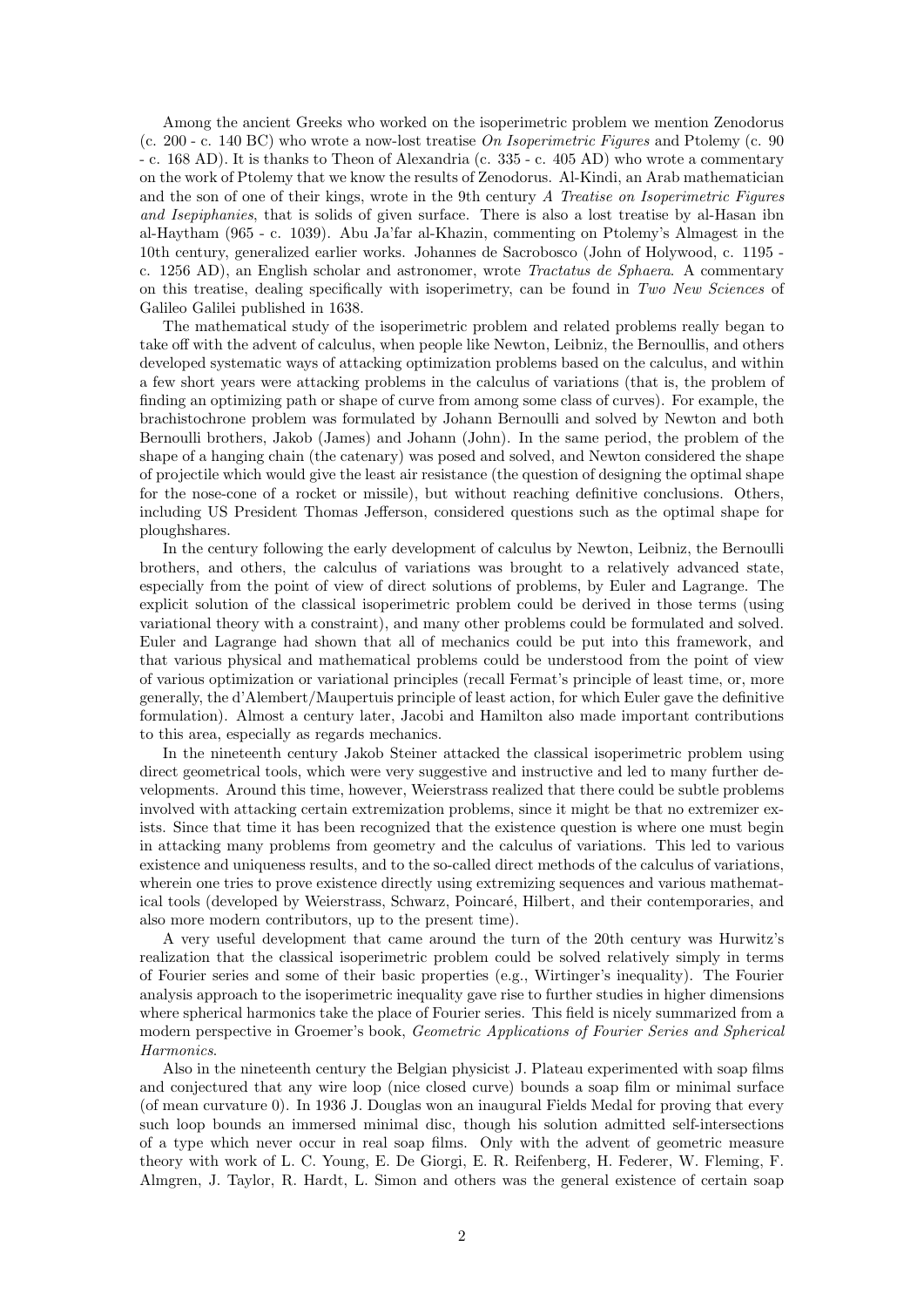Among the ancient Greeks who worked on the isoperimetric problem we mention Zenodorus (c. 200 - c. 140 BC) who wrote a now-lost treatise *On Isoperimetric Figures* and Ptolemy (c. 90 - c. 168 AD). It is thanks to Theon of Alexandria (c. 335 - c. 405 AD) who wrote a commentary on the work of Ptolemy that we know the results of Zenodorus. Al-Kindi, an Arab mathematician and the son of one of their kings, wrote in the 9th century *A Treatise on Isoperimetric Figures and Isepiphanies*, that is solids of given surface. There is also a lost treatise by al-Hasan ibn al-Haytham (965 - c. 1039). Abu Ja'far al-Khazin, commenting on Ptolemy's Almagest in the 10th century, generalized earlier works. Johannes de Sacrobosco (John of Holywood, c. 1195 - c. 1256 AD), an English scholar and astronomer, wrote *Tractatus de Sphaera*. A commentary on this treatise, dealing specifically with isoperimetry, can be found in *Two New Sciences* of Galileo Galilei published in 1638.

The mathematical study of the isoperimetric problem and related problems really began to take off with the advent of calculus, when people like Newton, Leibniz, the Bernoullis, and others developed systematic ways of attacking optimization problems based on the calculus, and within a few short years were attacking problems in the calculus of variations (that is, the problem of finding an optimizing path or shape of curve from among some class of curves). For example, the brachistochrone problem was formulated by Johann Bernoulli and solved by Newton and both Bernoulli brothers, Jakob (James) and Johann (John). In the same period, the problem of the shape of a hanging chain (the catenary) was posed and solved, and Newton considered the shape of projectile which would give the least air resistance (the question of designing the optimal shape for the nose-cone of a rocket or missile), but without reaching definitive conclusions. Others, including US President Thomas Jefferson, considered questions such as the optimal shape for ploughshares.

In the century following the early development of calculus by Newton, Leibniz, the Bernoulli brothers, and others, the calculus of variations was brought to a relatively advanced state, especially from the point of view of direct solutions of problems, by Euler and Lagrange. The explicit solution of the classical isoperimetric problem could be derived in those terms (using variational theory with a constraint), and many other problems could be formulated and solved. Euler and Lagrange had shown that all of mechanics could be put into this framework, and that various physical and mathematical problems could be understood from the point of view of various optimization or variational principles (recall Fermat's principle of least time, or, more generally, the d'Alembert/Maupertuis principle of least action, for which Euler gave the definitive formulation). Almost a century later, Jacobi and Hamilton also made important contributions to this area, especially as regards mechanics.

In the nineteenth century Jakob Steiner attacked the classical isoperimetric problem using direct geometrical tools, which were very suggestive and instructive and led to many further developments. Around this time, however, Weierstrass realized that there could be subtle problems involved with attacking certain extremization problems, since it might be that no extremizer exists. Since that time it has been recognized that the existence question is where one must begin in attacking many problems from geometry and the calculus of variations. This led to various existence and uniqueness results, and to the so-called direct methods of the calculus of variations, wherein one tries to prove existence directly using extremizing sequences and various mathematical tools (developed by Weierstrass, Schwarz, Poincaré, Hilbert, and their contemporaries, and also more modern contributors, up to the present time).

A very useful development that came around the turn of the 20th century was Hurwitz's realization that the classical isoperimetric problem could be solved relatively simply in terms of Fourier series and some of their basic properties (e.g., Wirtinger's inequality). The Fourier analysis approach to the isoperimetric inequality gave rise to further studies in higher dimensions where spherical harmonics take the place of Fourier series. This field is nicely summarized from a modern perspective in Groemer's book, *Geometric Applications of Fourier Series and Spherical Harmonics*.

Also in the nineteenth century the Belgian physicist J. Plateau experimented with soap films and conjectured that any wire loop (nice closed curve) bounds a soap film or minimal surface (of mean curvature 0). In 1936 J. Douglas won an inaugural Fields Medal for proving that every such loop bounds an immersed minimal disc, though his solution admitted self-intersections of a type which never occur in real soap films. Only with the advent of geometric measure theory with work of L. C. Young, E. De Giorgi, E. R. Reifenberg, H. Federer, W. Fleming, F. Almgren, J. Taylor, R. Hardt, L. Simon and others was the general existence of certain soap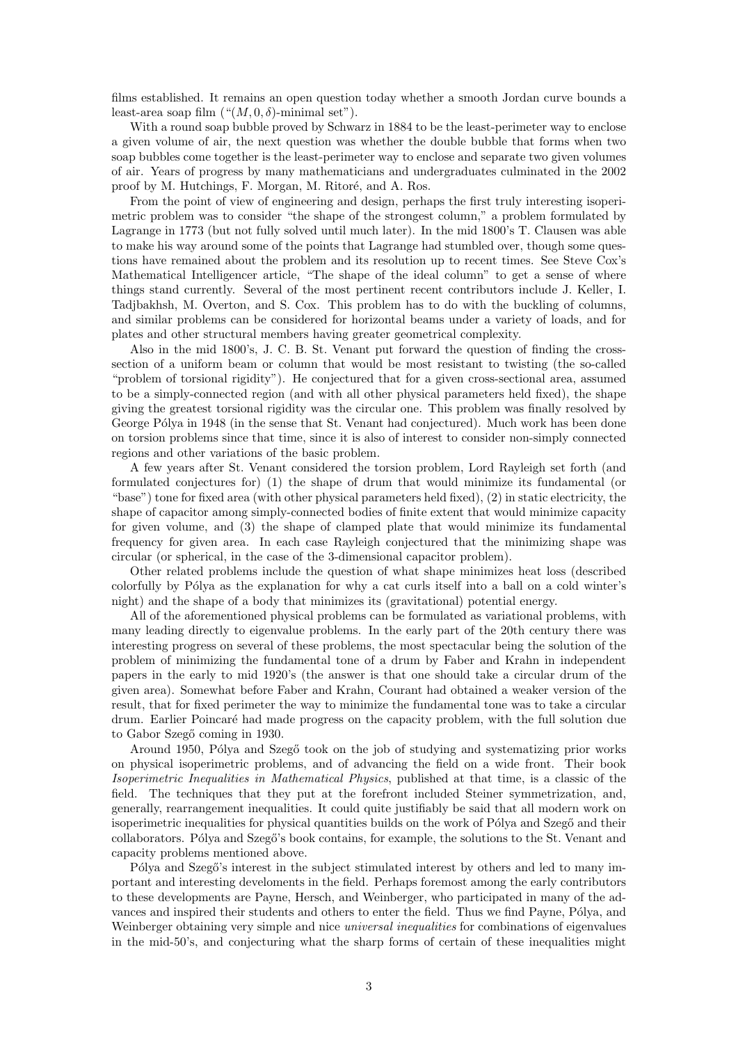films established. It remains an open question today whether a smooth Jordan curve bounds a least-area soap film ("$(M, 0, \delta)$-minimal set").

With a round soap bubble proved by Schwarz in 1884 to be the least-perimeter way to enclose a given volume of air, the next question was whether the double bubble that forms when two soap bubbles come together is the least-perimeter way to enclose and separate two given volumes of air. Years of progress by many mathematicians and undergraduates culminated in the 2002 proof by M. Hutchings, F. Morgan, M. Ritoré, and A. Ros.

From the point of view of engineering and design, perhaps the first truly interesting isoperimetric problem was to consider "the shape of the strongest column," a problem formulated by Lagrange in 1773 (but not fully solved until much later). In the mid 1800's T. Clausen was able to make his way around some of the points that Lagrange had stumbled over, though some questions have remained about the problem and its resolution up to recent times. See Steve Cox's Mathematical Intelligencer article, "The shape of the ideal column" to get a sense of where things stand currently. Several of the most pertinent recent contributors include J. Keller, I. Tadjbakhsh, M. Overton, and S. Cox. This problem has to do with the buckling of columns, and similar problems can be considered for horizontal beams under a variety of loads, and for plates and other structural members having greater geometrical complexity.

Also in the mid 1800's, J. C. B. St. Venant put forward the question of finding the cross-section of a uniform beam or column that would be most resistant to twisting (the so-called "problem of torsional rigidity"). He conjectured that for a given cross-sectional area, assumed to be a simply-connected region (and with all other physical parameters held fixed), the shape giving the greatest torsional rigidity was the circular one. This problem was finally resolved by George Pólya in 1948 (in the sense that St. Venant had conjectured). Much work has been done on torsion problems since that time, since it is also of interest to consider non-simply connected regions and other variations of the basic problem.

A few years after St. Venant considered the torsion problem, Lord Rayleigh set forth (and formulated conjectures for) (1) the shape of drum that would minimize its fundamental (or "base") tone for fixed area (with other physical parameters held fixed), (2) in static electricity, the shape of capacitor among simply-connected bodies of finite extent that would minimize capacity for given volume, and (3) the shape of clamped plate that would minimize its fundamental frequency for given area. In each case Rayleigh conjectured that the minimizing shape was circular (or spherical, in the case of the 3-dimensional capacitor problem).

Other related problems include the question of what shape minimizes heat loss (described colorfully by Pólya as the explanation for why a cat curls itself into a ball on a cold winter's night) and the shape of a body that minimizes its (gravitational) potential energy.

All of the aforementioned physical problems can be formulated as variational problems, with many leading directly to eigenvalue problems. In the early part of the 20th century there was interesting progress on several of these problems, the most spectacular being the solution of the problem of minimizing the fundamental tone of a drum by Faber and Krahn in independent papers in the early to mid 1920's (the answer is that one should take a circular drum of the given area). Somewhat before Faber and Krahn, Courant had obtained a weaker version of the result, that for fixed perimeter the way to minimize the fundamental tone was to take a circular drum. Earlier Poincaré had made progress on the capacity problem, with the full solution due to Gabor Szegő coming in 1930.

Around 1950, Pólya and Szegő took on the job of studying and systematizing prior works on physical isoperimetric problems, and of advancing the field on a wide front. Their book *Isoperimetric Inequalities in Mathematical Physics*, published at that time, is a classic of the field. The techniques that they put at the forefront included Steiner symmetrization, and, generally, rearrangement inequalities. It could quite justifiably be said that all modern work on isoperimetric inequalities for physical quantities builds on the work of Pólya and Szegő and their collaborators. Pólya and Szegő's book contains, for example, the solutions to the St. Venant and capacity problems mentioned above.

Pólya and Szegő's interest in the subject stimulated interest by others and led to many important and interesting develoments in the field. Perhaps foremost among the early contributors to these developments are Payne, Hersch, and Weinberger, who participated in many of the advances and inspired their students and others to enter the field. Thus we find Payne, Pólya, and Weinberger obtaining very simple and nice *universal inequalities* for combinations of eigenvalues in the mid-50's, and conjecturing what the sharp forms of certain of these inequalities might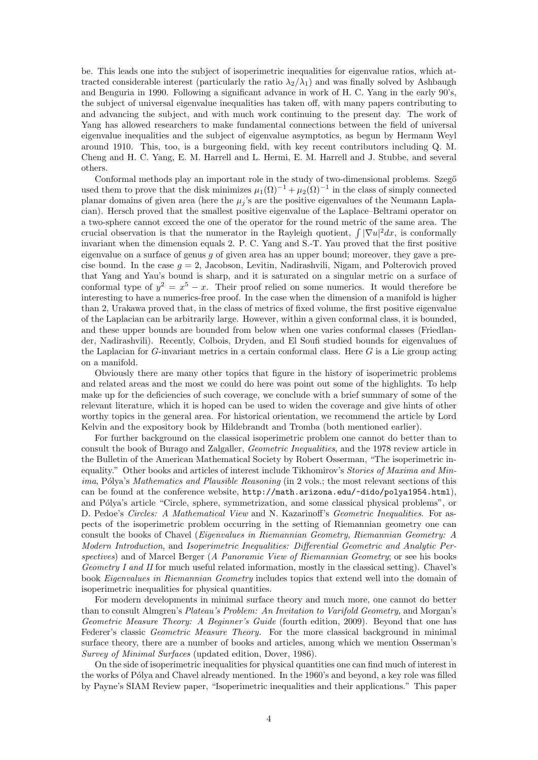be. This leads one into the subject of isoperimetric inequalities for eigenvalue ratios, which attracted considerable interest (particularly the ratio $\lambda_2/\lambda_1$) and was finally solved by Ashbaugh and Benguria in 1990. Following a significant advance in work of H. C. Yang in the early 90's, the subject of universal eigenvalue inequalities has taken off, with many papers contributing to and advancing the subject, and with much work continuing to the present day. The work of Yang has allowed researchers to make fundamental connections between the field of universal eigenvalue inequalities and the subject of eigenvalue asymptotics, as begun by Hermann Weyl around 1910. This, too, is a burgeoning field, with key recent contributors including Q. M. Cheng and H. C. Yang, E. M. Harrell and L. Hermi, E. M. Harrell and J. Stubbe, and several others.

Conformal methods play an important role in the study of two-dimensional problems. Szegő used them to prove that the disk minimizes $\mu_1(\Omega)^{-1} + \mu_2(\Omega)^{-1}$ in the class of simply connected planar domains of given area (here the $\mu_j$'s are the positive eigenvalues of the Neumann Laplacian). Hersch proved that the smallest positive eigenvalue of the Laplace–Beltrami operator on a two-sphere cannot exceed the one of the operator for the round metric of the same area. The crucial observation is that the numerator in the Rayleigh quotient, $\int |\nabla u|^2 dx$, is conformally invariant when the dimension equals 2. P. C. Yang and S.-T. Yau proved that the first positive eigenvalue on a surface of genus $g$ of given area has an upper bound; moreover, they gave a precise bound. In the case $g = 2$, Jacobson, Levitin, Nadirashvili, Nigam, and Polterovich proved that Yang and Yau's bound is sharp, and it is saturated on a singular metric on a surface of conformal type of $y^2 = x^5 - x$. Their proof relied on some numerics. It would therefore be interesting to have a numerics-free proof. In the case when the dimension of a manifold is higher than 2, Urakawa proved that, in the class of metrics of fixed volume, the first positive eigenvalue of the Laplacian can be arbitrarily large. However, within a given conformal class, it is bounded, and these upper bounds are bounded from below when one varies conformal classes (Friedlander, Nadirashvili). Recently, Colbois, Dryden, and El Soufi studied bounds for eigenvalues of the Laplacian for $G$-invariant metrics in a certain conformal class. Here $G$ is a Lie group acting on a manifold.

Obviously there are many other topics that figure in the history of isoperimetric problems and related areas and the most we could do here was point out some of the highlights. To help make up for the deficiencies of such coverage, we conclude with a brief summary of some of the relevant literature, which it is hoped can be used to widen the coverage and give hints of other worthy topics in the general area. For historical orientation, we recommend the article by Lord Kelvin and the expository book by Hildebrandt and Tromba (both mentioned earlier).

For further background on the classical isoperimetric problem one cannot do better than to consult the book of Burago and Zalgaller, *Geometric Inequalities*, and the 1978 review article in the Bulletin of the American Mathematical Society by Robert Osserman, "The isoperimetric inequality." Other books and articles of interest include Tikhomirov's *Stories of Maxima and Minima*, Pólya's *Mathematics and Plausible Reasoning* (in 2 vols.; the most relevant sections of this can be found at the conference website, `http://math.arizona.edu/~dido/polya1954.html`), and Pólya's article "Circle, sphere, symmetrization, and some classical physical problems", or D. Pedoe's *Circles: A Mathematical View* and N. Kazarinoff's *Geometric Inequalities*. For aspects of the isoperimetric problem occurring in the setting of Riemannian geometry one can consult the books of Chavel (*Eigenvalues in Riemannian Geometry*, *Riemannian Geometry: A Modern Introduction*, and *Isoperimetric Inequalities: Differential Geometric and Analytic Perspectives*) and of Marcel Berger (*A Panoramic View of Riemannian Geometry*; or see his books *Geometry I and II* for much useful related information, mostly in the classical setting). Chavel's book *Eigenvalues in Riemannian Geometry* includes topics that extend well into the domain of isoperimetric inequalities for physical quantities.

For modern developments in minimal surface theory and much more, one cannot do better than to consult Almgren's *Plateau's Problem: An Invitation to Varifold Geometry,* and Morgan's *Geometric Measure Theory: A Beginner's Guide* (fourth edition, 2009). Beyond that one has Federer's classic *Geometric Measure Theory.* For the more classical background in minimal surface theory, there are a number of books and articles, among which we mention Osserman's *Survey of Minimal Surfaces* (updated edition, Dover, 1986).

On the side of isoperimetric inequalities for physical quantities one can find much of interest in the works of Pólya and Chavel already mentioned. In the 1960's and beyond, a key role was filled by Payne's SIAM Review paper, "Isoperimetric inequalities and their applications." This paper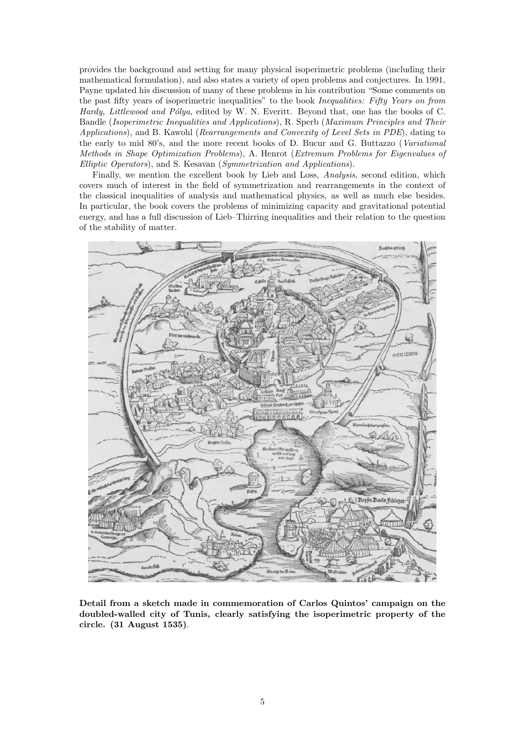provides the background and setting for many physical isoperimetric problems (including their mathematical formulation), and also states a variety of open problems and conjectures. In 1991, Payne updated his discussion of many of these problems in his contribution "Some comments on the past fifty years of isoperimetric inequalities" to the book *Inequalities: Fifty Years on from Hardy, Littlewood and Pólya*, edited by W. N. Everitt. Beyond that, one has the books of C. Bandle (*Isoperimetric Inequalities and Applications*), R. Sperb (*Maximum Principles and Their Applications*), and B. Kawohl (*Rearrangements and Convexity of Level Sets in PDE*), dating to the early to mid 80's, and the more recent books of D. Bucur and G. Buttazzo (*Variational Methods in Shape Optimization Problems*), A. Henrot (*Extremum Problems for Eigenvalues of Elliptic Operators*), and S. Kesavan (*Symmetrization and Applications*).

Finally, we mention the excellent book by Lieb and Loss, *Analysis*, second edition, which covers much of interest in the field of symmetrization and rearrangements in the context of the classical inequalities of analysis and mathematical physics, as well as much else besides. In particular, the book covers the problems of minimizing capacity and gravitational potential energy, and has a full discussion of Lieb–Thirring inequalities and their relation to the question of the stability of matter.

**Detail from a sketch made in commemoration of Carlos Quintos' campaign on the doubled-walled city of Tunis, clearly satisfying the isoperimetric property of the circle. (31 August 1535)**.